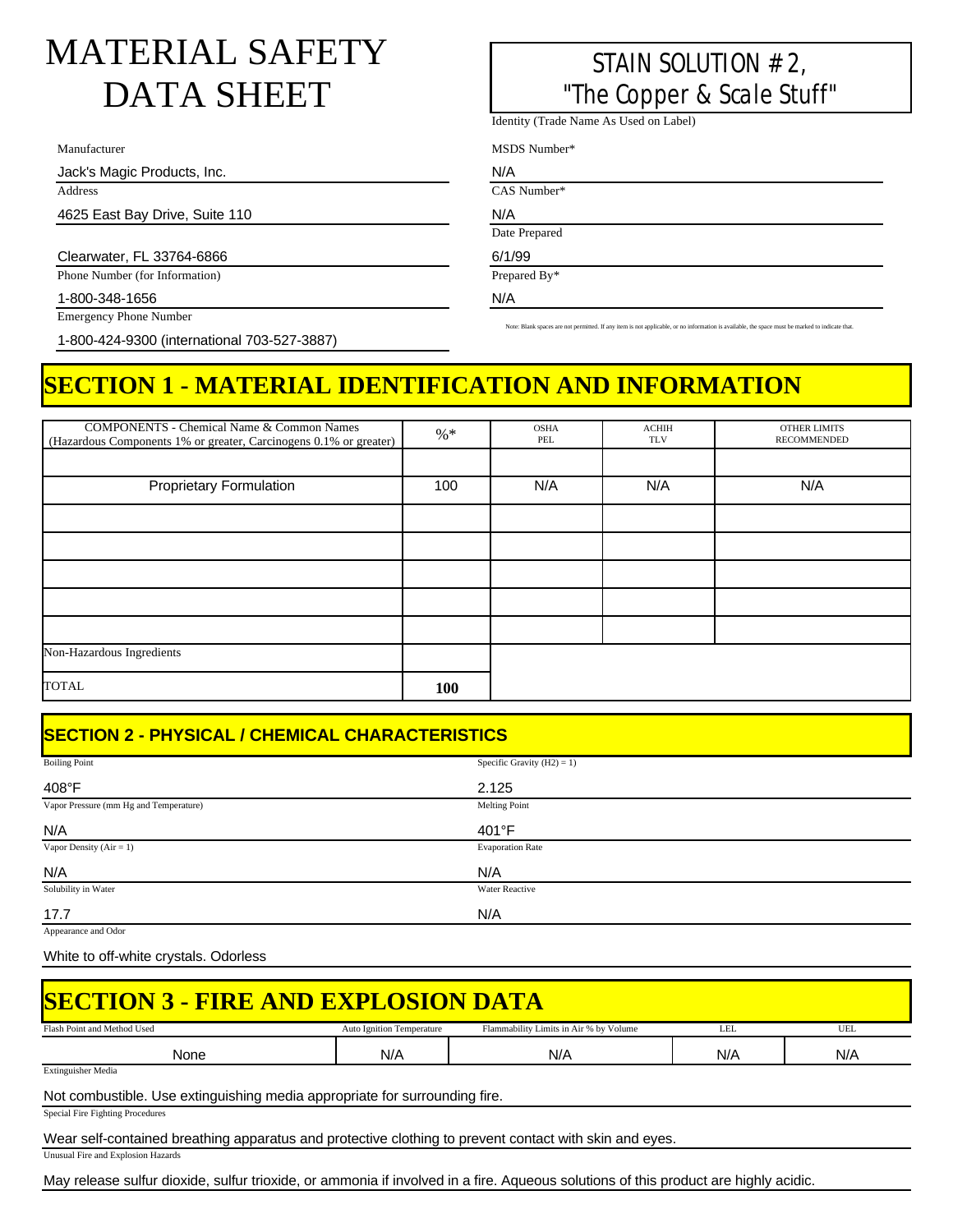# MATERIAL SAFETY DATA SHEET

**STAIN SOLUTION # 2, "The Copper & Scale Stuff"**

Identity (Trade Name As Used on Label)

| | |
|---|---|
| Manufacturer | MSDS Number* |
| Jack's Magic Products, Inc. | N/A |
| Address | CAS Number* |
| 4625 East Bay Drive, Suite 110 | N/A |
| | Date Prepared |
| Clearwater, FL 33764-6866 | 6/1/99 |
| Phone Number (for Information) | Prepared By* |
| 1-800-348-1656 | N/A |
| Emergency Phone Number | |
| 1-800-424-9300 (international 703-527-3887) | |

Note: Blank spaces are not permitted. If any item is not applicable, or no information is available, the space must be marked to indicate that.

## SECTION 1 - MATERIAL IDENTIFICATION AND INFORMATION

| COMPONENTS - Chemical Name & Common Names (Hazardous Components 1% or greater, Carcinogens 0.1% or greater) | %* | OSHA PEL | ACHIH TLV | OTHER LIMITS RECOMMENDED |
|---|---|---|---|---|
| | | | | |
| Proprietary Formulation | 100 | N/A | N/A | N/A |
| | | | | |
| | | | | |
| | | | | |
| | | | | |
| | | | | |
| Non-Hazardous Ingredients | | | | |
| TOTAL | **100** | | | |

## SECTION 2 - PHYSICAL / CHEMICAL CHARACTERISTICS

| | |
|---|---|
| Boiling Point | Specific Gravity (H2) = 1) |
| 408°F | 2.125 |
| Vapor Pressure (mm Hg and Temperature) | Melting Point |
| N/A | 401°F |
| Vapor Density (Air = 1) | Evaporation Rate |
| N/A | N/A |
| Solubility in Water | Water Reactive |
| 17.7 | N/A |

Appearance and Odor

White to off-white crystals. Odorless

## SECTION 3 - FIRE AND EXPLOSION DATA

| Flash Point and Method Used | Auto Ignition Temperature | Flammability Limits in Air % by Volume | LEL | UEL |
|---|---|---|---|---|
| None | N/A | N/A | N/A | N/A |

Extinguisher Media

Not combustible. Use extinguishing media appropriate for surrounding fire.

Special Fire Fighting Procedures

Wear self-contained breathing apparatus and protective clothing to prevent contact with skin and eyes.

Unusual Fire and Explosion Hazards

May release sulfur dioxide, sulfur trioxide, or ammonia if involved in a fire. Aqueous solutions of this product are highly acidic.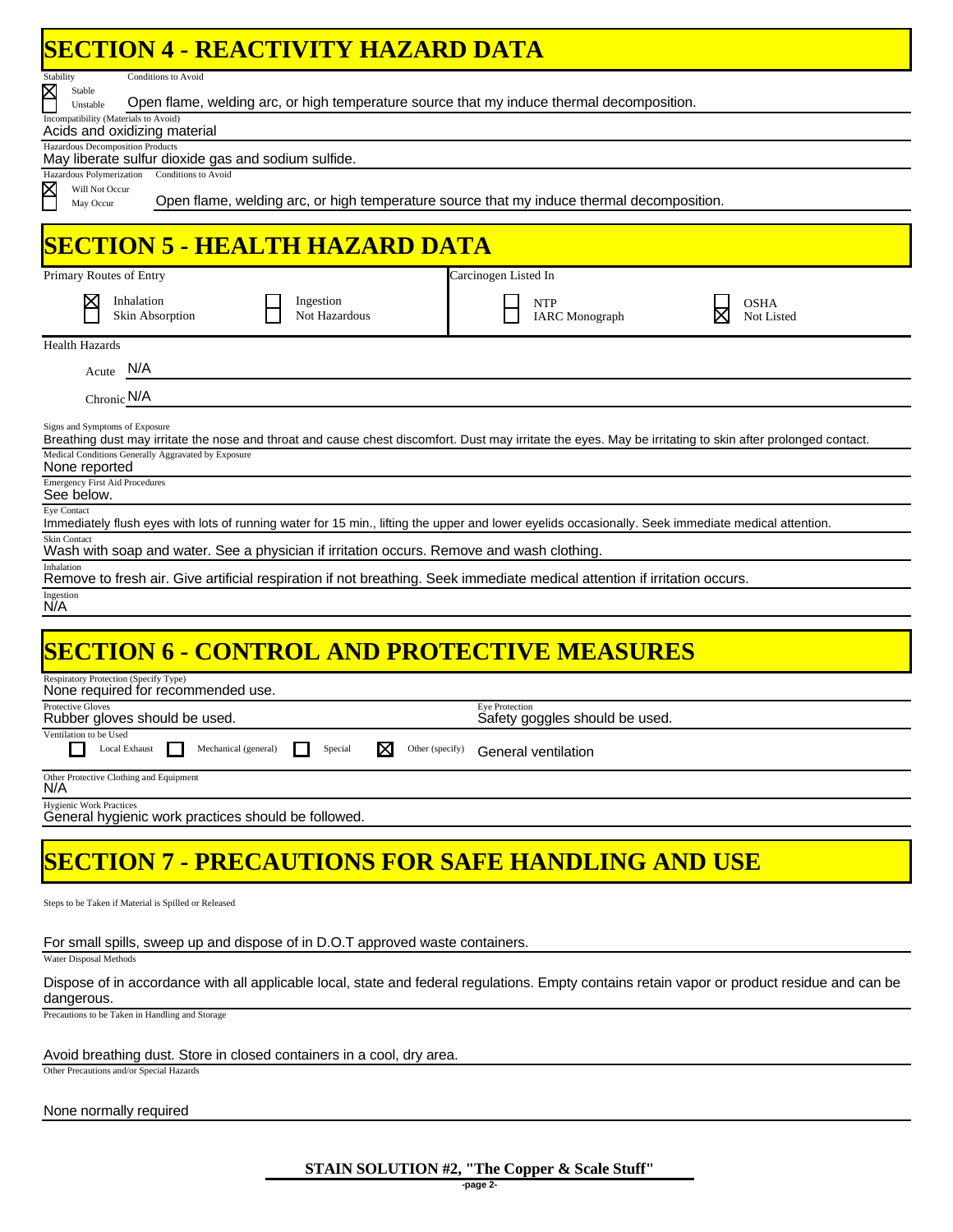# SECTION 4 - REACTIVITY HAZARD DATA

**Stability**

- [x] Stable
- [ ] Unstable

**Conditions to Avoid**

Open flame, welding arc, or high temperature source that my induce thermal decomposition.

**Incompatibility (Materials to Avoid)**

Acids and oxidizing material

**Hazardous Decomposition Products**

May liberate sulfur dioxide gas and sodium sulfide.

**Hazardous Polymerization**

- [x] Will Not Occur
- [ ] May Occur

**Conditions to Avoid**

Open flame, welding arc, or high temperature source that my induce thermal decomposition.

# SECTION 5 - HEALTH HAZARD DATA

**Primary Routes of Entry**

- [x] Inhalation
- [ ] Ingestion
- [ ] Skin Absorption
- [ ] Not Hazardous

**Carcinogen Listed In**

- [ ] NTP
- [ ] IARC Monograph
- [ ] OSHA
- [x] Not Listed

**Health Hazards**

Acute: N/A

Chronic: N/A

**Signs and Symptoms of Exposure**

Breathing dust may irritate the nose and throat and cause chest discomfort. Dust may irritate the eyes. May be irritating to skin after prolonged contact.

**Medical Conditions Generally Aggravated by Exposure**

None reported

**Emergency First Aid Procedures**

See below.

**Eye Contact**

Immediately flush eyes with lots of running water for 15 min., lifting the upper and lower eyelids occasionally. Seek immediate medical attention.

**Skin Contact**

Wash with soap and water. See a physician if irritation occurs. Remove and wash clothing.

**Inhalation**

Remove to fresh air. Give artificial respiration if not breathing. Seek immediate medical attention if irritation occurs.

**Ingestion**

N/A

# SECTION 6 - CONTROL AND PROTECTIVE MEASURES

**Respiratory Protection (Specify Type)**

None required for recommended use.

**Protective Gloves**

Rubber gloves should be used.

**Eye Protection**

Safety goggles should be used.

**Ventilation to be Used**

- [ ] Local Exhaust
- [ ] Mechanical (general)
- [ ] Special
- [x] Other (specify): General ventilation

**Other Protective Clothing and Equipment**

N/A

**Hygienic Work Practices**

General hygienic work practices should be followed.

# SECTION 7 - PRECAUTIONS FOR SAFE HANDLING AND USE

**Steps to be Taken if Material is Spilled or Released**

For small spills, sweep up and dispose of in D.O.T approved waste containers.

**Water Disposal Methods**

Dispose of in accordance with all applicable local, state and federal regulations. Empty contains retain vapor or product residue and can be dangerous.

**Precautions to be Taken in Handling and Storage**

Avoid breathing dust. Store in closed containers in a cool, dry area.

**Other Precautions and/or Special Hazards**

None normally required

**STAIN SOLUTION #2, "The Copper & Scale Stuff"**